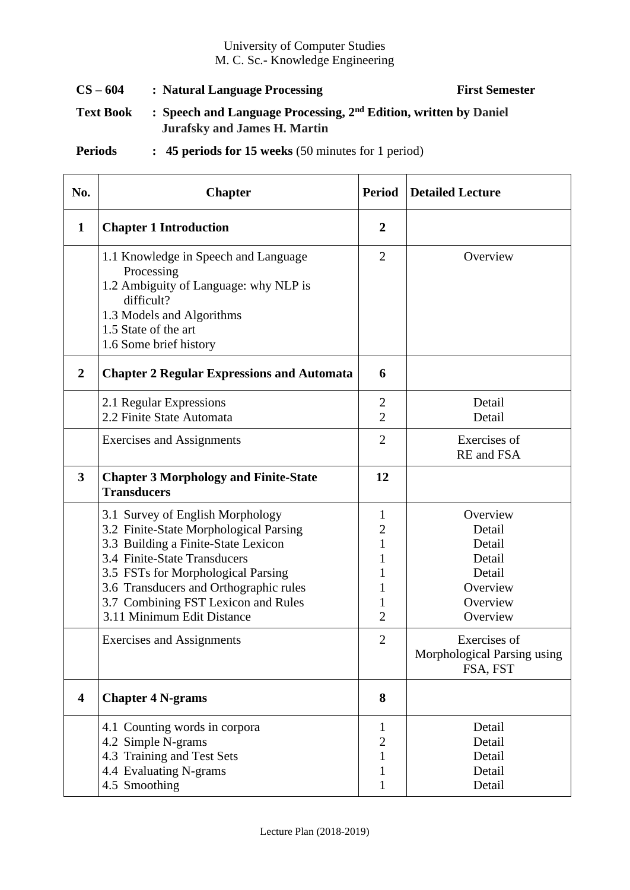University of Computer Studies
M. C. Sc.- Knowledge Engineering

**CS – 604** : **Natural Language Processing** **First Semester**

**Text Book** : **Speech and Language Processing, 2nd Edition, written by Daniel Jurafsky and James H. Martin**

**Periods** : **45 periods for 15 weeks** (50 minutes for 1 period)

| No. | Chapter | Period | Detailed Lecture |
|---|---|---|---|
| **1** | **Chapter 1 Introduction** | **2** | |
| | 1.1 Knowledge in Speech and Language Processing<br>1.2 Ambiguity of Language: why NLP is difficult?<br>1.3 Models and Algorithms<br>1.5 State of the art<br>1.6 Some brief history | 2 | Overview |
| **2** | **Chapter 2 Regular Expressions and Automata** | **6** | |
| | 2.1 Regular Expressions<br>2.2 Finite State Automata | 2<br>2 | Detail<br>Detail |
| | Exercises and Assignments | 2 | Exercises of RE and FSA |
| **3** | **Chapter 3 Morphology and Finite-State Transducers** | **12** | |
| | 3.1 Survey of English Morphology<br>3.2 Finite-State Morphological Parsing<br>3.3 Building a Finite-State Lexicon<br>3.4 Finite-State Transducers<br>3.5 FSTs for Morphological Parsing<br>3.6 Transducers and Orthographic rules<br>3.7 Combining FST Lexicon and Rules<br>3.11 Minimum Edit Distance | 1<br>2<br>1<br>1<br>1<br>1<br>1<br>2 | Overview<br>Detail<br>Detail<br>Detail<br>Detail<br>Overview<br>Overview<br>Overview |
| | Exercises and Assignments | 2 | Exercises of Morphological Parsing using FSA, FST |
| **4** | **Chapter 4 N-grams** | **8** | |
| | 4.1 Counting words in corpora<br>4.2 Simple N-grams<br>4.3 Training and Test Sets<br>4.4 Evaluating N-grams<br>4.5 Smoothing | 1<br>2<br>1<br>1<br>1 | Detail<br>Detail<br>Detail<br>Detail<br>Detail |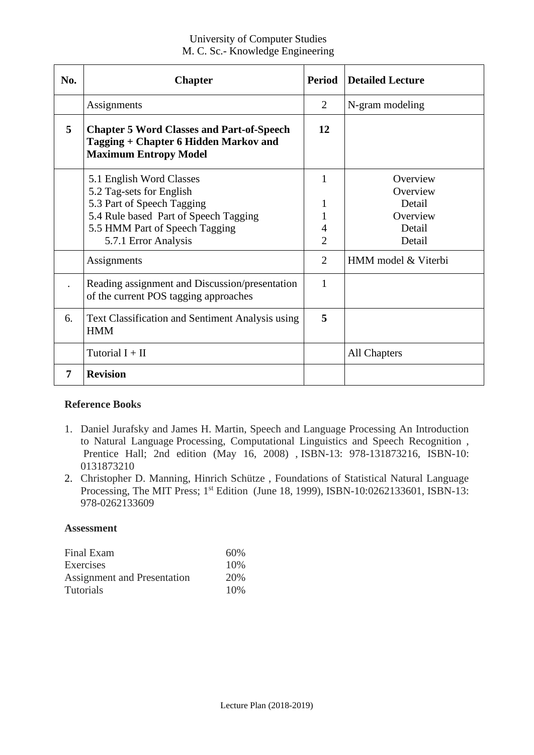University of Computer Studies
M. C. Sc.- Knowledge Engineering

| No. | Chapter | Period | Detailed Lecture |
|---|---|---|---|
| | Assignments | 2 | N-gram modeling |
| **5** | **Chapter 5 Word Classes and Part-of-Speech Tagging + Chapter 6 Hidden Markov and Maximum Entropy Model** | **12** | |
| | 5.1 English Word Classes<br>5.2 Tag-sets for English<br>5.3 Part of Speech Tagging<br>5.4 Rule based Part of Speech Tagging<br>5.5 HMM Part of Speech Tagging<br>5.7.1 Error Analysis | 1<br><br>1<br>1<br>4<br>2 | Overview<br>Overview<br>Detail<br>Overview<br>Detail<br>Detail |
| | Assignments | 2 | HMM model & Viterbi |
| . | Reading assignment and Discussion/presentation of the current POS tagging approaches | 1 | |
| 6. | Text Classification and Sentiment Analysis using HMM | **5** | |
| | Tutorial I + II | | All Chapters |
| **7** | **Revision** | | |

**Reference Books**

1. Daniel Jurafsky and James H. Martin, Speech and Language Processing An Introduction to Natural Language Processing, Computational Linguistics and Speech Recognition , Prentice Hall; 2nd edition (May 16, 2008) , ISBN-13: 978-131873216, ISBN-10: 0131873210
2. Christopher D. Manning, Hinrich Schütze , Foundations of Statistical Natural Language Processing, The MIT Press; 1st Edition (June 18, 1999), ISBN-10:0262133601, ISBN-13: 978-0262133609

**Assessment**

| | |
|---|---|
| Final Exam | 60% |
| Exercises | 10% |
| Assignment and Presentation | 20% |
| Tutorials | 10% |